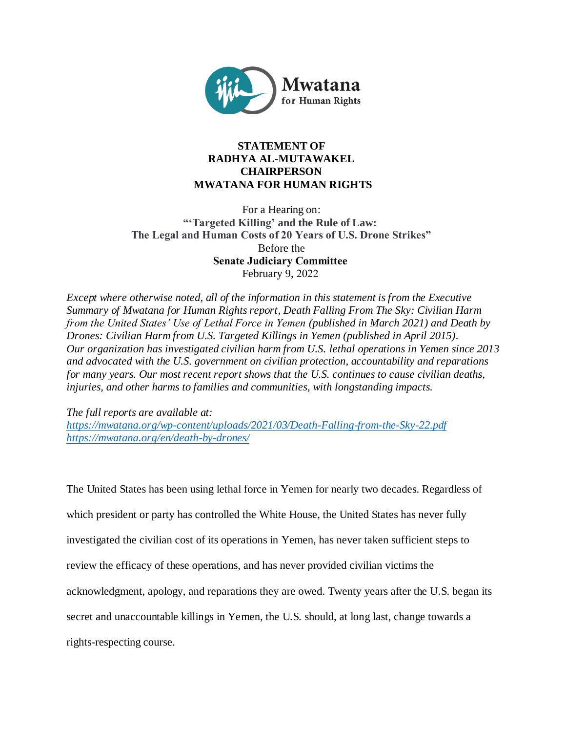Mwatana
for Human Rights

**STATEMENT OF**
**RADHYA AL-MUTAWAKEL**
**CHAIRPERSON**
**MWATANA FOR HUMAN RIGHTS**

For a Hearing on:
**"'Targeted Killing' and the Rule of Law:**
**The Legal and Human Costs of 20 Years of U.S. Drone Strikes"**
Before the
**Senate Judiciary Committee**
February 9, 2022

*Except where otherwise noted, all of the information in this statement is from the Executive Summary of Mwatana for Human Rights report, Death Falling From The Sky: Civilian Harm from the United States' Use of Lethal Force in Yemen (published in March 2021) and Death by Drones: Civilian Harm from U.S. Targeted Killings in Yemen (published in April 2015). Our organization has investigated civilian harm from U.S. lethal operations in Yemen since 2013 and advocated with the U.S. government on civilian protection, accountability and reparations for many years. Our most recent report shows that the U.S. continues to cause civilian deaths, injuries, and other harms to families and communities, with longstanding impacts.*

*The full reports are available at:*
*https://mwatana.org/wp-content/uploads/2021/03/Death-Falling-from-the-Sky-22.pdf*
*https://mwatana.org/en/death-by-drones/*

The United States has been using lethal force in Yemen for nearly two decades. Regardless of which president or party has controlled the White House, the United States has never fully investigated the civilian cost of its operations in Yemen, has never taken sufficient steps to review the efficacy of these operations, and has never provided civilian victims the acknowledgment, apology, and reparations they are owed. Twenty years after the U.S. began its secret and unaccountable killings in Yemen, the U.S. should, at long last, change towards a rights-respecting course.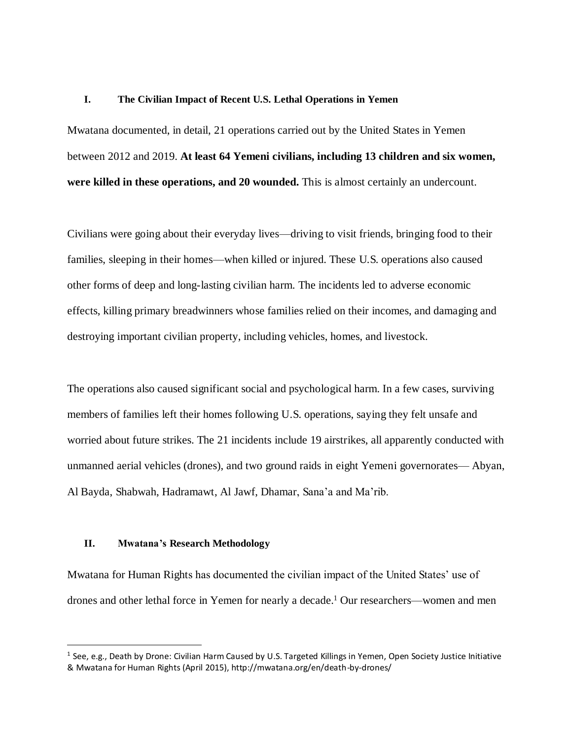## I. The Civilian Impact of Recent U.S. Lethal Operations in Yemen

Mwatana documented, in detail, 21 operations carried out by the United States in Yemen between 2012 and 2019. **At least 64 Yemeni civilians, including 13 children and six women, were killed in these operations, and 20 wounded.** This is almost certainly an undercount.

Civilians were going about their everyday lives—driving to visit friends, bringing food to their families, sleeping in their homes—when killed or injured. These U.S. operations also caused other forms of deep and long-lasting civilian harm. The incidents led to adverse economic effects, killing primary breadwinners whose families relied on their incomes, and damaging and destroying important civilian property, including vehicles, homes, and livestock.

The operations also caused significant social and psychological harm. In a few cases, surviving members of families left their homes following U.S. operations, saying they felt unsafe and worried about future strikes. The 21 incidents include 19 airstrikes, all apparently conducted with unmanned aerial vehicles (drones), and two ground raids in eight Yemeni governorates— Abyan, Al Bayda, Shabwah, Hadramawt, Al Jawf, Dhamar, Sana'a and Ma'rib.

## II. Mwatana's Research Methodology

Mwatana for Human Rights has documented the civilian impact of the United States' use of drones and other lethal force in Yemen for nearly a decade.[1] Our researchers—women and men

[1] See, e.g., Death by Drone: Civilian Harm Caused by U.S. Targeted Killings in Yemen, Open Society Justice Initiative & Mwatana for Human Rights (April 2015), http://mwatana.org/en/death-by-drones/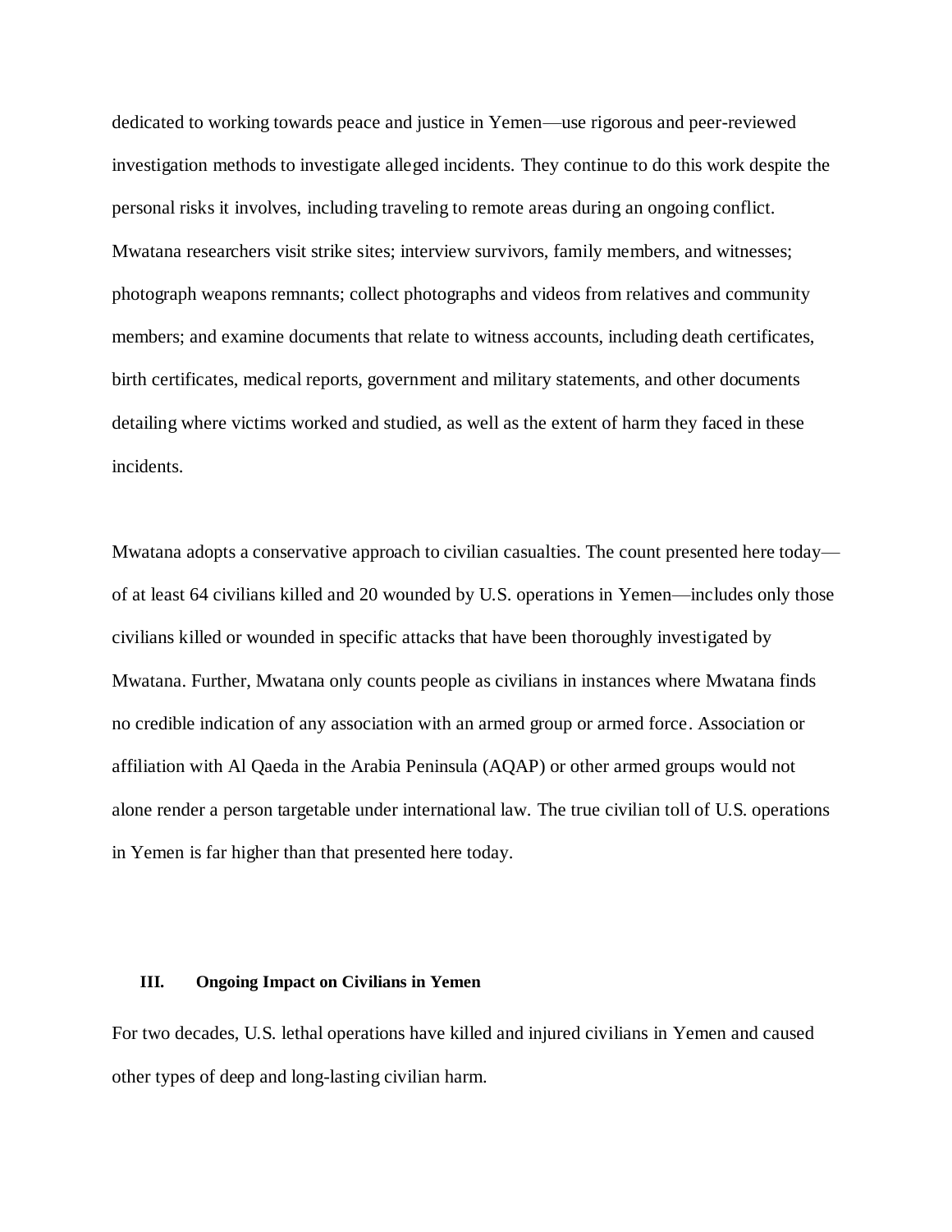dedicated to working towards peace and justice in Yemen—use rigorous and peer-reviewed investigation methods to investigate alleged incidents. They continue to do this work despite the personal risks it involves, including traveling to remote areas during an ongoing conflict. Mwatana researchers visit strike sites; interview survivors, family members, and witnesses; photograph weapons remnants; collect photographs and videos from relatives and community members; and examine documents that relate to witness accounts, including death certificates, birth certificates, medical reports, government and military statements, and other documents detailing where victims worked and studied, as well as the extent of harm they faced in these incidents.

Mwatana adopts a conservative approach to civilian casualties. The count presented here today—of at least 64 civilians killed and 20 wounded by U.S. operations in Yemen—includes only those civilians killed or wounded in specific attacks that have been thoroughly investigated by Mwatana. Further, Mwatana only counts people as civilians in instances where Mwatana finds no credible indication of any association with an armed group or armed force. Association or affiliation with Al Qaeda in the Arabia Peninsula (AQAP) or other armed groups would not alone render a person targetable under international law. The true civilian toll of U.S. operations in Yemen is far higher than that presented here today.

## III. Ongoing Impact on Civilians in Yemen

For two decades, U.S. lethal operations have killed and injured civilians in Yemen and caused other types of deep and long-lasting civilian harm.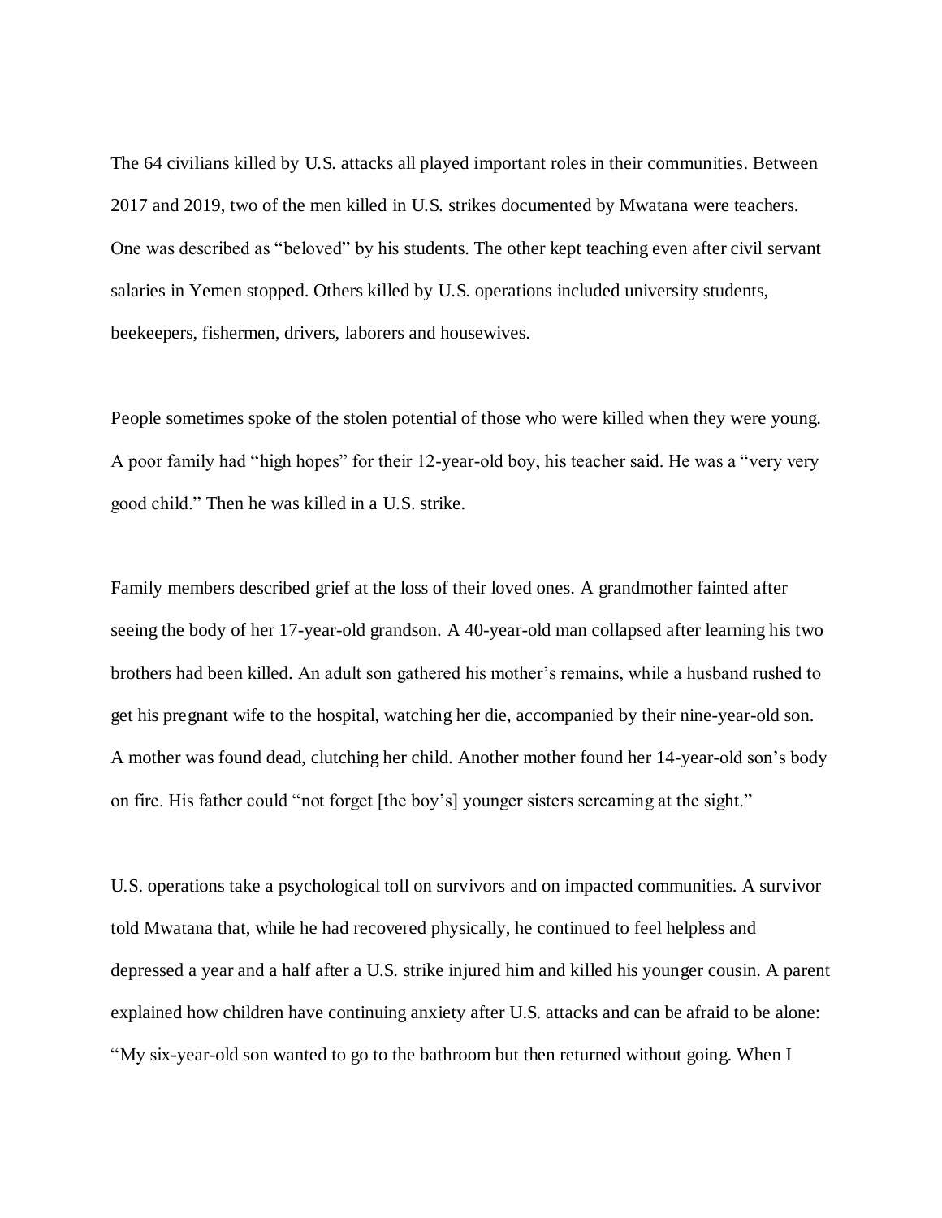The 64 civilians killed by U.S. attacks all played important roles in their communities. Between 2017 and 2019, two of the men killed in U.S. strikes documented by Mwatana were teachers. One was described as "beloved" by his students. The other kept teaching even after civil servant salaries in Yemen stopped. Others killed by U.S. operations included university students, beekeepers, fishermen, drivers, laborers and housewives.

People sometimes spoke of the stolen potential of those who were killed when they were young. A poor family had "high hopes" for their 12-year-old boy, his teacher said. He was a "very very good child." Then he was killed in a U.S. strike.

Family members described grief at the loss of their loved ones. A grandmother fainted after seeing the body of her 17-year-old grandson. A 40-year-old man collapsed after learning his two brothers had been killed. An adult son gathered his mother's remains, while a husband rushed to get his pregnant wife to the hospital, watching her die, accompanied by their nine-year-old son. A mother was found dead, clutching her child. Another mother found her 14-year-old son's body on fire. His father could "not forget [the boy's] younger sisters screaming at the sight."

U.S. operations take a psychological toll on survivors and on impacted communities. A survivor told Mwatana that, while he had recovered physically, he continued to feel helpless and depressed a year and a half after a U.S. strike injured him and killed his younger cousin. A parent explained how children have continuing anxiety after U.S. attacks and can be afraid to be alone: "My six-year-old son wanted to go to the bathroom but then returned without going. When I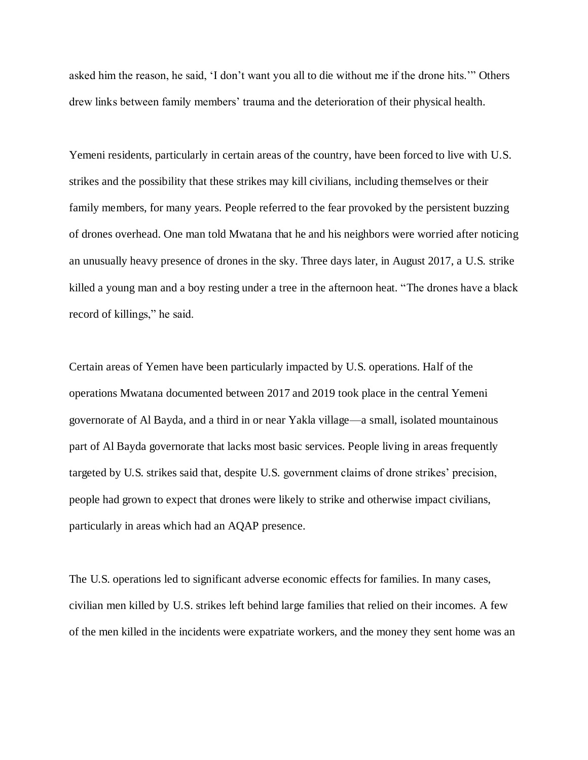asked him the reason, he said, 'I don't want you all to die without me if the drone hits.'" Others drew links between family members' trauma and the deterioration of their physical health.

Yemeni residents, particularly in certain areas of the country, have been forced to live with U.S. strikes and the possibility that these strikes may kill civilians, including themselves or their family members, for many years. People referred to the fear provoked by the persistent buzzing of drones overhead. One man told Mwatana that he and his neighbors were worried after noticing an unusually heavy presence of drones in the sky. Three days later, in August 2017, a U.S. strike killed a young man and a boy resting under a tree in the afternoon heat. "The drones have a black record of killings," he said.

Certain areas of Yemen have been particularly impacted by U.S. operations. Half of the operations Mwatana documented between 2017 and 2019 took place in the central Yemeni governorate of Al Bayda, and a third in or near Yakla village—a small, isolated mountainous part of Al Bayda governorate that lacks most basic services. People living in areas frequently targeted by U.S. strikes said that, despite U.S. government claims of drone strikes' precision, people had grown to expect that drones were likely to strike and otherwise impact civilians, particularly in areas which had an AQAP presence.

The U.S. operations led to significant adverse economic effects for families. In many cases, civilian men killed by U.S. strikes left behind large families that relied on their incomes. A few of the men killed in the incidents were expatriate workers, and the money they sent home was an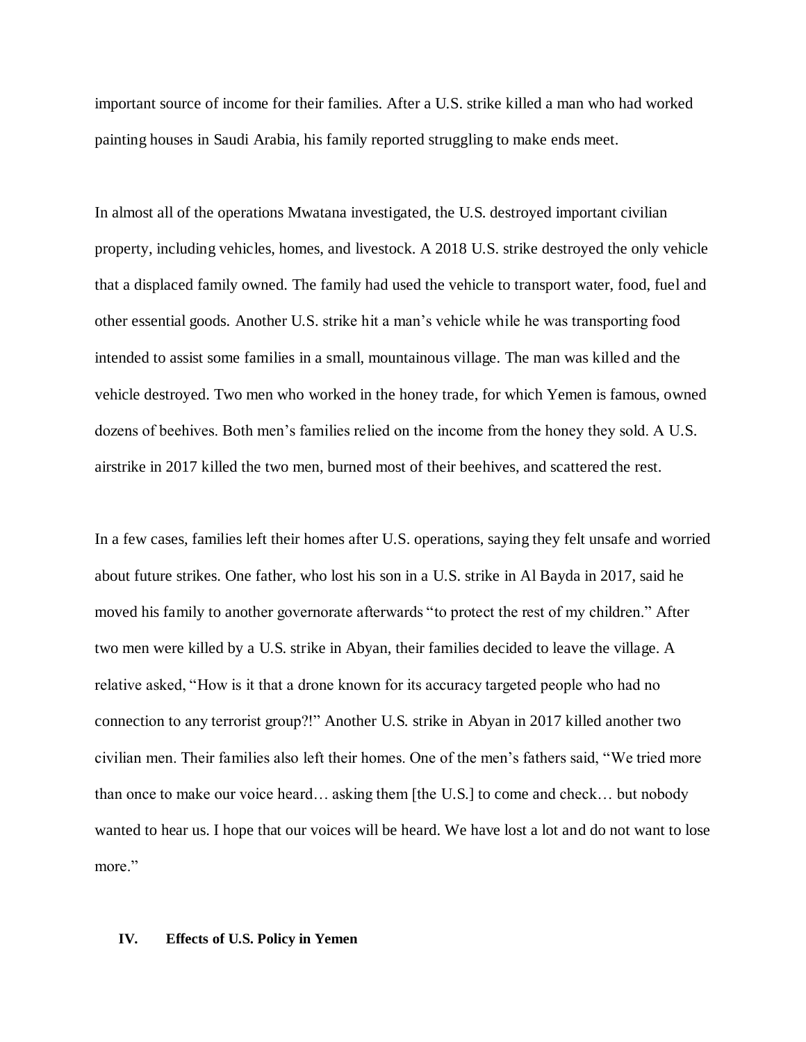important source of income for their families. After a U.S. strike killed a man who had worked painting houses in Saudi Arabia, his family reported struggling to make ends meet.

In almost all of the operations Mwatana investigated, the U.S. destroyed important civilian property, including vehicles, homes, and livestock. A 2018 U.S. strike destroyed the only vehicle that a displaced family owned. The family had used the vehicle to transport water, food, fuel and other essential goods. Another U.S. strike hit a man's vehicle while he was transporting food intended to assist some families in a small, mountainous village. The man was killed and the vehicle destroyed. Two men who worked in the honey trade, for which Yemen is famous, owned dozens of beehives. Both men's families relied on the income from the honey they sold. A U.S. airstrike in 2017 killed the two men, burned most of their beehives, and scattered the rest.

In a few cases, families left their homes after U.S. operations, saying they felt unsafe and worried about future strikes. One father, who lost his son in a U.S. strike in Al Bayda in 2017, said he moved his family to another governorate afterwards "to protect the rest of my children." After two men were killed by a U.S. strike in Abyan, their families decided to leave the village. A relative asked, "How is it that a drone known for its accuracy targeted people who had no connection to any terrorist group?!" Another U.S. strike in Abyan in 2017 killed another two civilian men. Their families also left their homes. One of the men's fathers said, "We tried more than once to make our voice heard… asking them [the U.S.] to come and check… but nobody wanted to hear us. I hope that our voices will be heard. We have lost a lot and do not want to lose more."

## IV. Effects of U.S. Policy in Yemen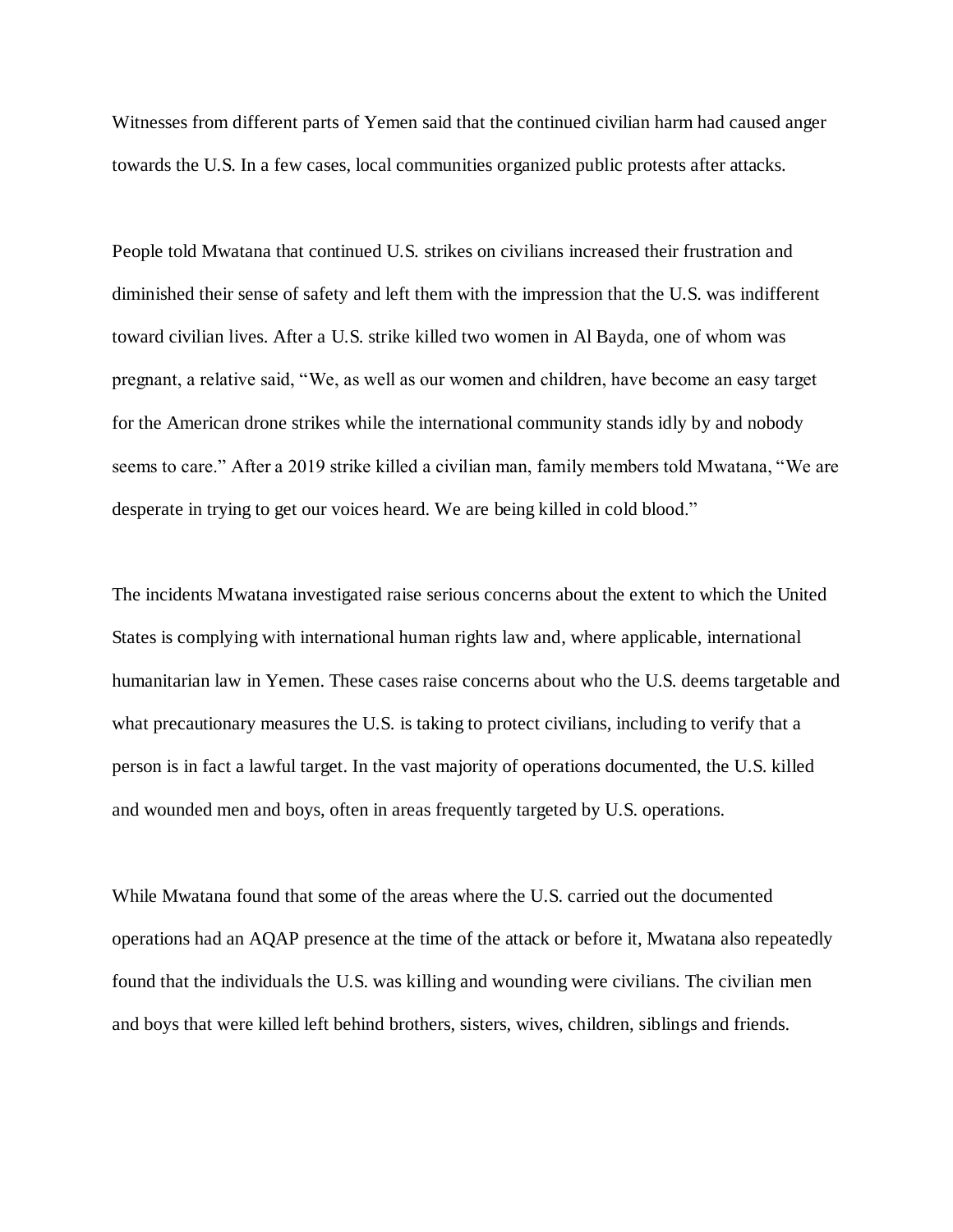Witnesses from different parts of Yemen said that the continued civilian harm had caused anger towards the U.S. In a few cases, local communities organized public protests after attacks.

People told Mwatana that continued U.S. strikes on civilians increased their frustration and diminished their sense of safety and left them with the impression that the U.S. was indifferent toward civilian lives. After a U.S. strike killed two women in Al Bayda, one of whom was pregnant, a relative said, "We, as well as our women and children, have become an easy target for the American drone strikes while the international community stands idly by and nobody seems to care." After a 2019 strike killed a civilian man, family members told Mwatana, "We are desperate in trying to get our voices heard. We are being killed in cold blood."

The incidents Mwatana investigated raise serious concerns about the extent to which the United States is complying with international human rights law and, where applicable, international humanitarian law in Yemen. These cases raise concerns about who the U.S. deems targetable and what precautionary measures the U.S. is taking to protect civilians, including to verify that a person is in fact a lawful target. In the vast majority of operations documented, the U.S. killed and wounded men and boys, often in areas frequently targeted by U.S. operations.

While Mwatana found that some of the areas where the U.S. carried out the documented operations had an AQAP presence at the time of the attack or before it, Mwatana also repeatedly found that the individuals the U.S. was killing and wounding were civilians. The civilian men and boys that were killed left behind brothers, sisters, wives, children, siblings and friends.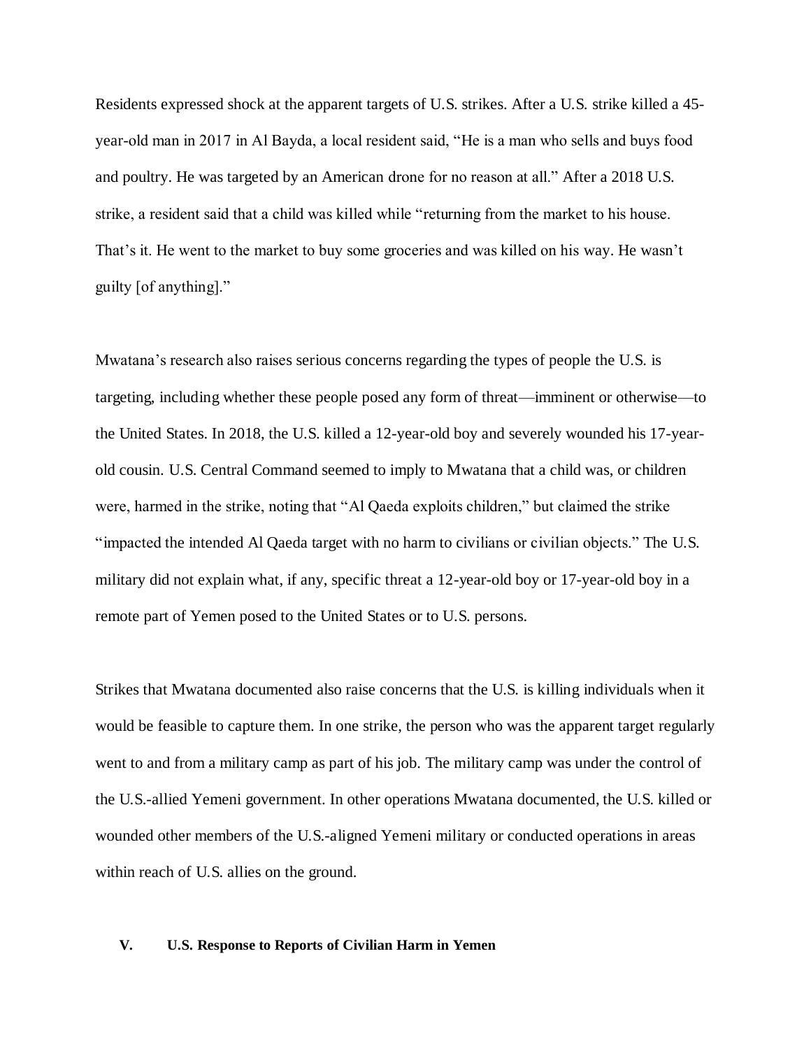Residents expressed shock at the apparent targets of U.S. strikes. After a U.S. strike killed a 45-year-old man in 2017 in Al Bayda, a local resident said, "He is a man who sells and buys food and poultry. He was targeted by an American drone for no reason at all." After a 2018 U.S. strike, a resident said that a child was killed while "returning from the market to his house. That's it. He went to the market to buy some groceries and was killed on his way. He wasn't guilty [of anything]."

Mwatana's research also raises serious concerns regarding the types of people the U.S. is targeting, including whether these people posed any form of threat—imminent or otherwise—to the United States. In 2018, the U.S. killed a 12-year-old boy and severely wounded his 17-year-old cousin. U.S. Central Command seemed to imply to Mwatana that a child was, or children were, harmed in the strike, noting that "Al Qaeda exploits children," but claimed the strike "impacted the intended Al Qaeda target with no harm to civilians or civilian objects." The U.S. military did not explain what, if any, specific threat a 12-year-old boy or 17-year-old boy in a remote part of Yemen posed to the United States or to U.S. persons.

Strikes that Mwatana documented also raise concerns that the U.S. is killing individuals when it would be feasible to capture them. In one strike, the person who was the apparent target regularly went to and from a military camp as part of his job. The military camp was under the control of the U.S.-allied Yemeni government. In other operations Mwatana documented, the U.S. killed or wounded other members of the U.S.-aligned Yemeni military or conducted operations in areas within reach of U.S. allies on the ground.

## V. U.S. Response to Reports of Civilian Harm in Yemen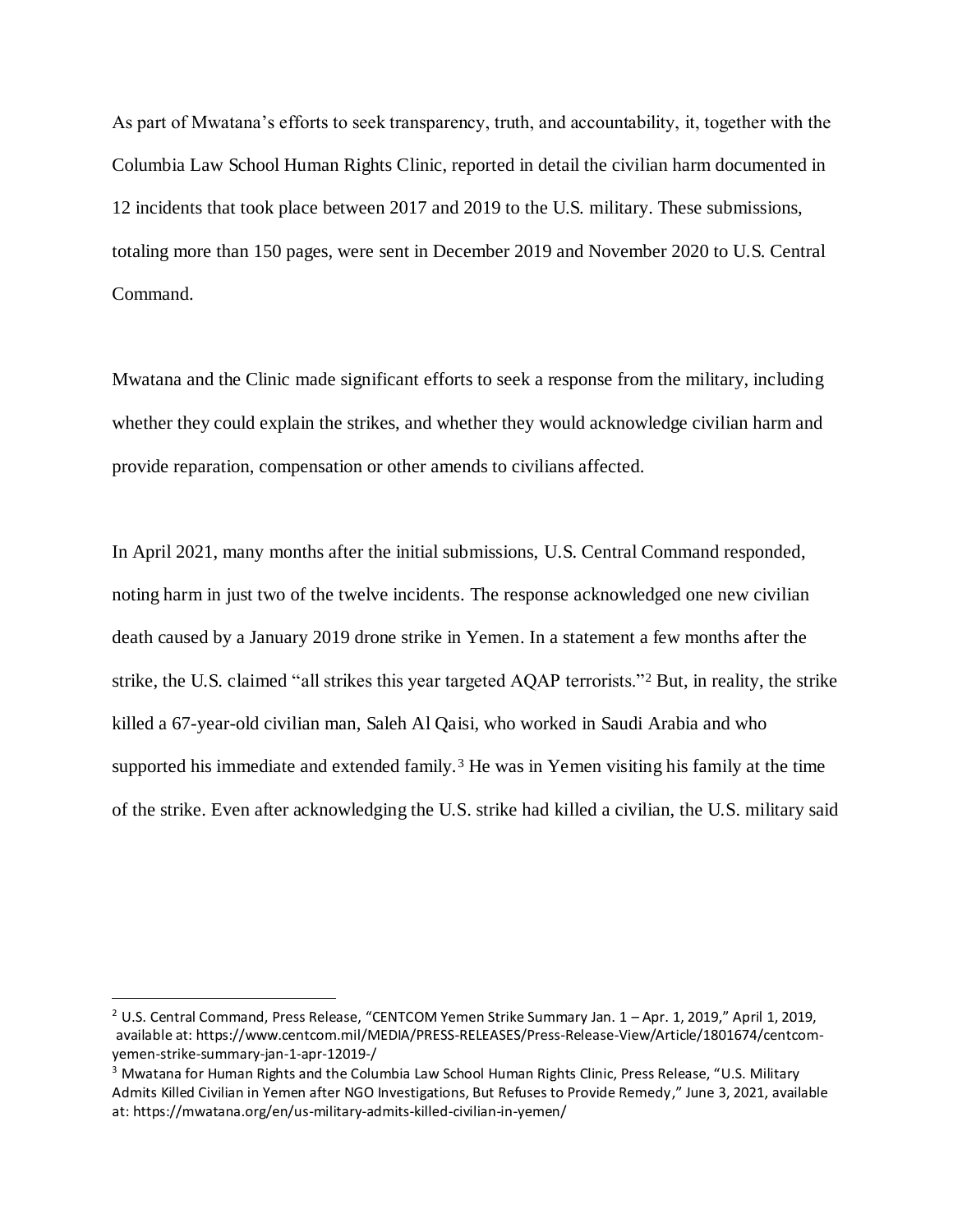As part of Mwatana's efforts to seek transparency, truth, and accountability, it, together with the Columbia Law School Human Rights Clinic, reported in detail the civilian harm documented in 12 incidents that took place between 2017 and 2019 to the U.S. military. These submissions, totaling more than 150 pages, were sent in December 2019 and November 2020 to U.S. Central Command.

Mwatana and the Clinic made significant efforts to seek a response from the military, including whether they could explain the strikes, and whether they would acknowledge civilian harm and provide reparation, compensation or other amends to civilians affected.

In April 2021, many months after the initial submissions, U.S. Central Command responded, noting harm in just two of the twelve incidents. The response acknowledged one new civilian death caused by a January 2019 drone strike in Yemen. In a statement a few months after the strike, the U.S. claimed "all strikes this year targeted AQAP terrorists."[2] But, in reality, the strike killed a 67-year-old civilian man, Saleh Al Qaisi, who worked in Saudi Arabia and who supported his immediate and extended family.[3] He was in Yemen visiting his family at the time of the strike. Even after acknowledging the U.S. strike had killed a civilian, the U.S. military said

---

[2] U.S. Central Command, Press Release, "CENTCOM Yemen Strike Summary Jan. 1 – Apr. 1, 2019," April 1, 2019, available at: https://www.centcom.mil/MEDIA/PRESS-RELEASES/Press-Release-View/Article/1801674/centcom-yemen-strike-summary-jan-1-apr-12019-/

[3] Mwatana for Human Rights and the Columbia Law School Human Rights Clinic, Press Release, "U.S. Military Admits Killed Civilian in Yemen after NGO Investigations, But Refuses to Provide Remedy," June 3, 2021, available at: https://mwatana.org/en/us-military-admits-killed-civilian-in-yemen/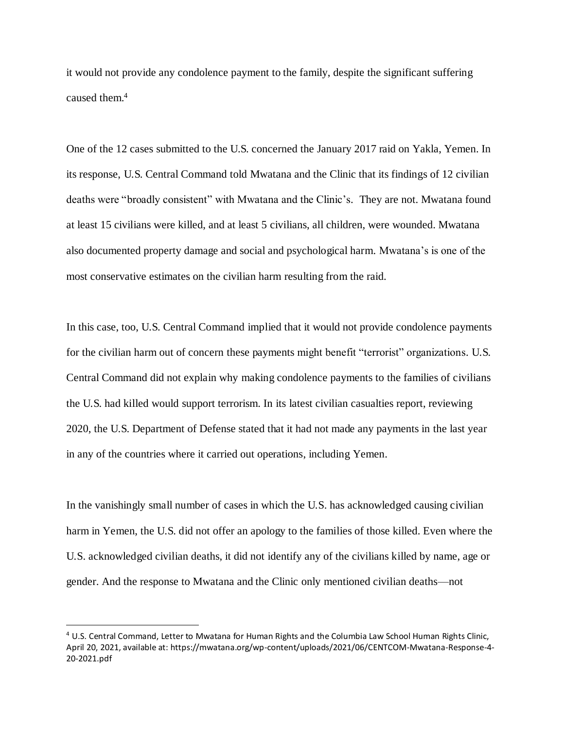it would not provide any condolence payment to the family, despite the significant suffering caused them.[4]

One of the 12 cases submitted to the U.S. concerned the January 2017 raid on Yakla, Yemen. In its response, U.S. Central Command told Mwatana and the Clinic that its findings of 12 civilian deaths were "broadly consistent" with Mwatana and the Clinic's. They are not. Mwatana found at least 15 civilians were killed, and at least 5 civilians, all children, were wounded. Mwatana also documented property damage and social and psychological harm. Mwatana's is one of the most conservative estimates on the civilian harm resulting from the raid.

In this case, too, U.S. Central Command implied that it would not provide condolence payments for the civilian harm out of concern these payments might benefit "terrorist" organizations. U.S. Central Command did not explain why making condolence payments to the families of civilians the U.S. had killed would support terrorism. In its latest civilian casualties report, reviewing 2020, the U.S. Department of Defense stated that it had not made any payments in the last year in any of the countries where it carried out operations, including Yemen.

In the vanishingly small number of cases in which the U.S. has acknowledged causing civilian harm in Yemen, the U.S. did not offer an apology to the families of those killed. Even where the U.S. acknowledged civilian deaths, it did not identify any of the civilians killed by name, age or gender. And the response to Mwatana and the Clinic only mentioned civilian deaths—not

---

[4] U.S. Central Command, Letter to Mwatana for Human Rights and the Columbia Law School Human Rights Clinic, April 20, 2021, available at: https://mwatana.org/wp-content/uploads/2021/06/CENTCOM-Mwatana-Response-4-20-2021.pdf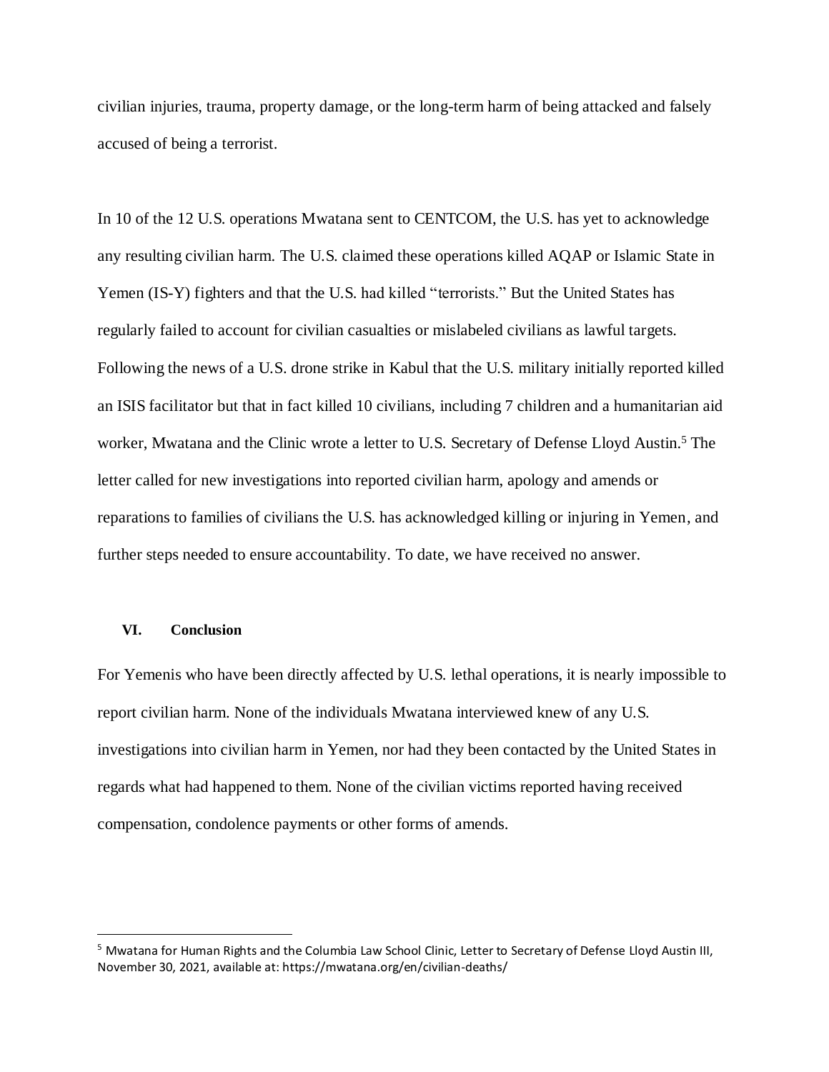civilian injuries, trauma, property damage, or the long-term harm of being attacked and falsely accused of being a terrorist.

In 10 of the 12 U.S. operations Mwatana sent to CENTCOM, the U.S. has yet to acknowledge any resulting civilian harm. The U.S. claimed these operations killed AQAP or Islamic State in Yemen (IS-Y) fighters and that the U.S. had killed "terrorists." But the United States has regularly failed to account for civilian casualties or mislabeled civilians as lawful targets. Following the news of a U.S. drone strike in Kabul that the U.S. military initially reported killed an ISIS facilitator but that in fact killed 10 civilians, including 7 children and a humanitarian aid worker, Mwatana and the Clinic wrote a letter to U.S. Secretary of Defense Lloyd Austin.[5] The letter called for new investigations into reported civilian harm, apology and amends or reparations to families of civilians the U.S. has acknowledged killing or injuring in Yemen, and further steps needed to ensure accountability. To date, we have received no answer.

## VI. Conclusion

For Yemenis who have been directly affected by U.S. lethal operations, it is nearly impossible to report civilian harm. None of the individuals Mwatana interviewed knew of any U.S. investigations into civilian harm in Yemen, nor had they been contacted by the United States in regards what had happened to them. None of the civilian victims reported having received compensation, condolence payments or other forms of amends.

---

[5] Mwatana for Human Rights and the Columbia Law School Clinic, Letter to Secretary of Defense Lloyd Austin III, November 30, 2021, available at: https://mwatana.org/en/civilian-deaths/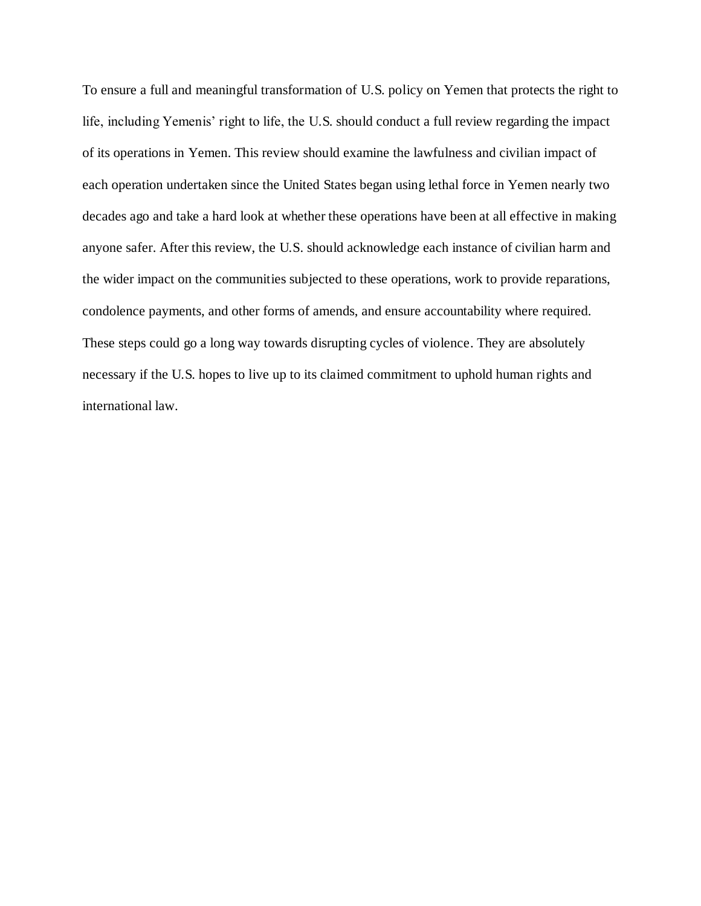To ensure a full and meaningful transformation of U.S. policy on Yemen that protects the right to life, including Yemenis' right to life, the U.S. should conduct a full review regarding the impact of its operations in Yemen. This review should examine the lawfulness and civilian impact of each operation undertaken since the United States began using lethal force in Yemen nearly two decades ago and take a hard look at whether these operations have been at all effective in making anyone safer. After this review, the U.S. should acknowledge each instance of civilian harm and the wider impact on the communities subjected to these operations, work to provide reparations, condolence payments, and other forms of amends, and ensure accountability where required. These steps could go a long way towards disrupting cycles of violence. They are absolutely necessary if the U.S. hopes to live up to its claimed commitment to uphold human rights and international law.